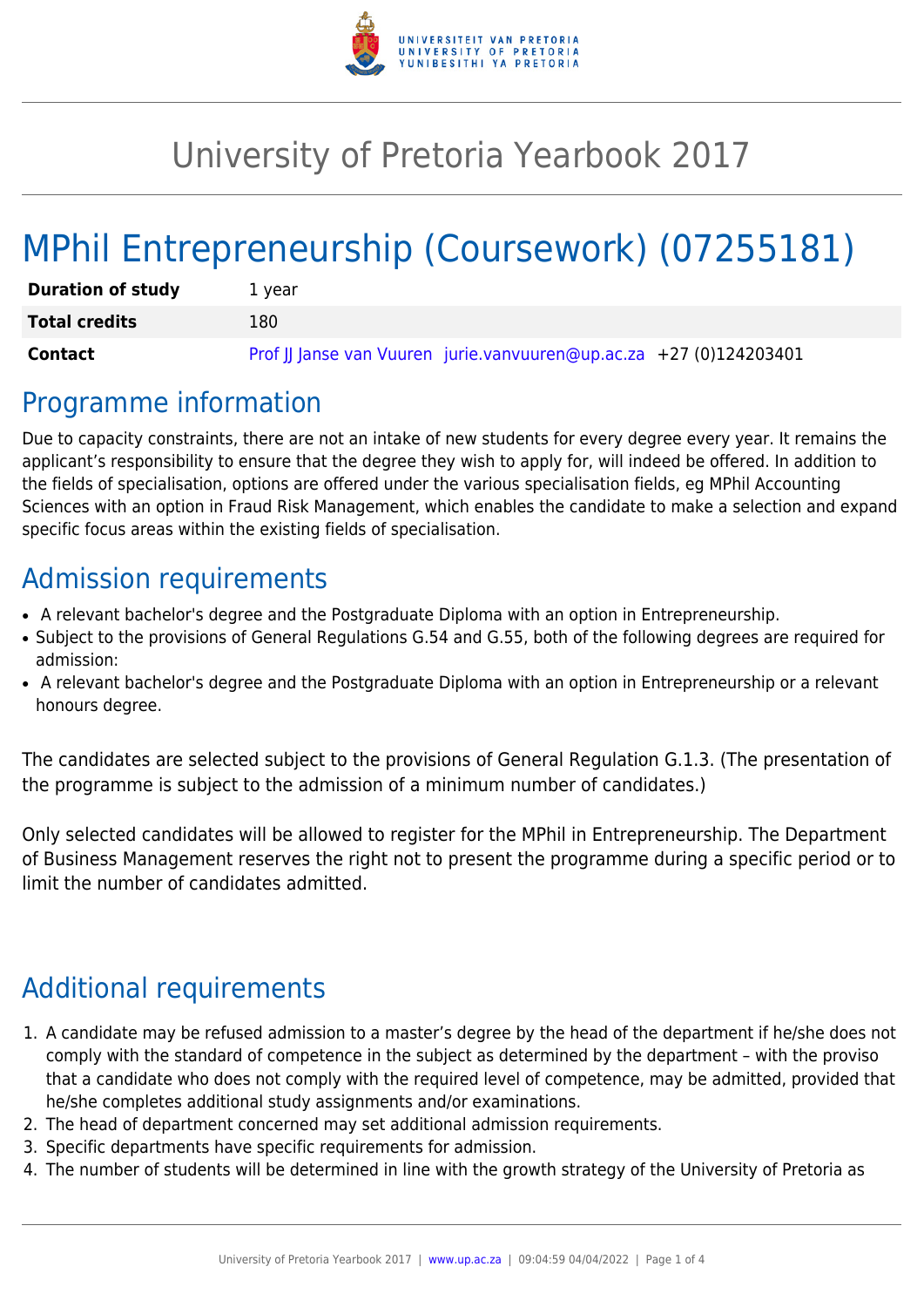# University of Pretoria Yearbook 2017

# MPhil Entrepreneurship (Coursework) (07255181)

| | |
|---|---|
| **Duration of study** | 1 year |
| **Total credits** | 180 |
| **Contact** | Prof JJ Janse van Vuuren jurie.vanvuuren@up.ac.za +27 (0)124203401 |

## Programme information

Due to capacity constraints, there are not an intake of new students for every degree every year. It remains the applicant's responsibility to ensure that the degree they wish to apply for, will indeed be offered. In addition to the fields of specialisation, options are offered under the various specialisation fields, eg MPhil Accounting Sciences with an option in Fraud Risk Management, which enables the candidate to make a selection and expand specific focus areas within the existing fields of specialisation.

## Admission requirements

- A relevant bachelor's degree and the Postgraduate Diploma with an option in Entrepreneurship.
- Subject to the provisions of General Regulations G.54 and G.55, both of the following degrees are required for admission:
- A relevant bachelor's degree and the Postgraduate Diploma with an option in Entrepreneurship or a relevant honours degree.

The candidates are selected subject to the provisions of General Regulation G.1.3. (The presentation of the programme is subject to the admission of a minimum number of candidates.)

Only selected candidates will be allowed to register for the MPhil in Entrepreneurship. The Department of Business Management reserves the right not to present the programme during a specific period or to limit the number of candidates admitted.

## Additional requirements

1. A candidate may be refused admission to a master's degree by the head of the department if he/she does not comply with the standard of competence in the subject as determined by the department – with the proviso that a candidate who does not comply with the required level of competence, may be admitted, provided that he/she completes additional study assignments and/or examinations.
2. The head of department concerned may set additional admission requirements.
3. Specific departments have specific requirements for admission.
4. The number of students will be determined in line with the growth strategy of the University of Pretoria as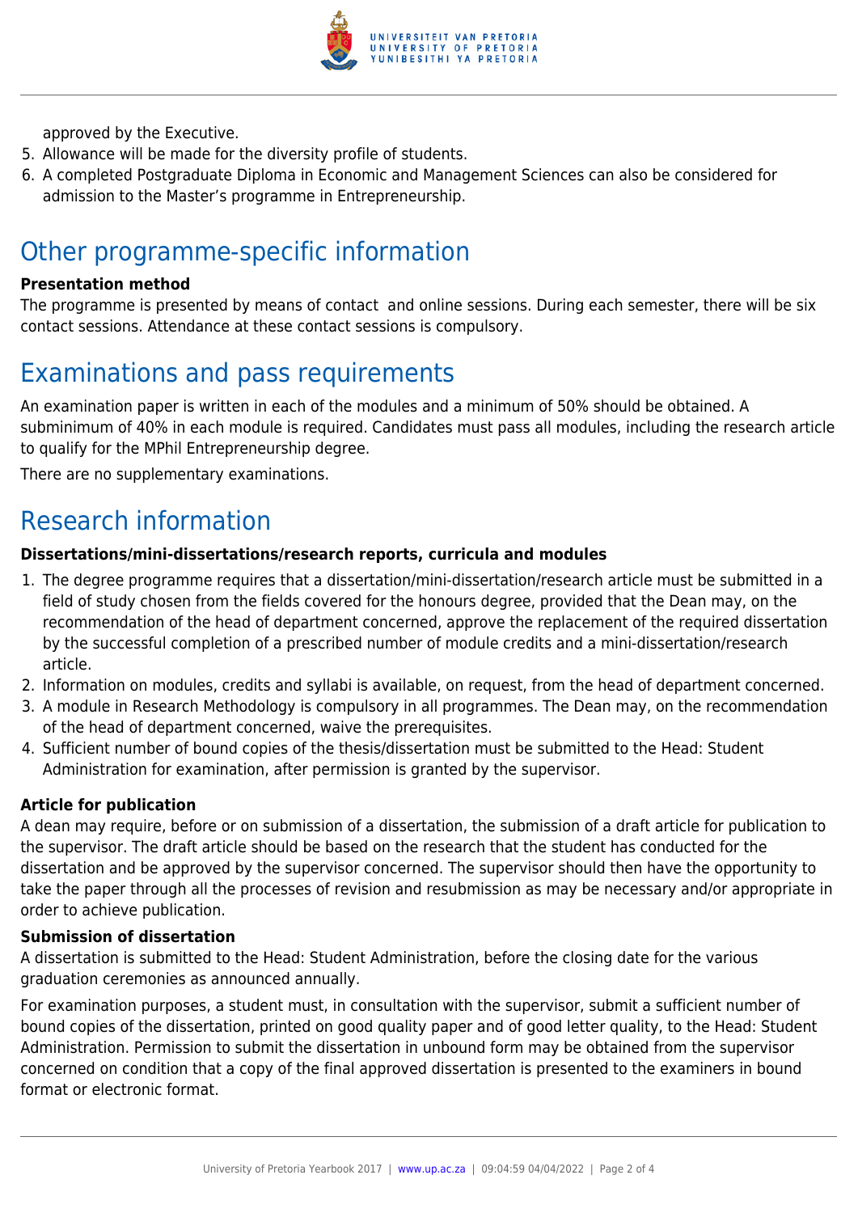approved by the Executive.

5. Allowance will be made for the diversity profile of students.
6. A completed Postgraduate Diploma in Economic and Management Sciences can also be considered for admission to the Master's programme in Entrepreneurship.

# Other programme-specific information

**Presentation method**

The programme is presented by means of contact and online sessions. During each semester, there will be six contact sessions. Attendance at these contact sessions is compulsory.

# Examinations and pass requirements

An examination paper is written in each of the modules and a minimum of 50% should be obtained. A subminimum of 40% in each module is required. Candidates must pass all modules, including the research article to qualify for the MPhil Entrepreneurship degree.

There are no supplementary examinations.

# Research information

**Dissertations/mini-dissertations/research reports, curricula and modules**

1. The degree programme requires that a dissertation/mini-dissertation/research article must be submitted in a field of study chosen from the fields covered for the honours degree, provided that the Dean may, on the recommendation of the head of department concerned, approve the replacement of the required dissertation by the successful completion of a prescribed number of module credits and a mini-dissertation/research article.
2. Information on modules, credits and syllabi is available, on request, from the head of department concerned.
3. A module in Research Methodology is compulsory in all programmes. The Dean may, on the recommendation of the head of department concerned, waive the prerequisites.
4. Sufficient number of bound copies of the thesis/dissertation must be submitted to the Head: Student Administration for examination, after permission is granted by the supervisor.

**Article for publication**

A dean may require, before or on submission of a dissertation, the submission of a draft article for publication to the supervisor. The draft article should be based on the research that the student has conducted for the dissertation and be approved by the supervisor concerned. The supervisor should then have the opportunity to take the paper through all the processes of revision and resubmission as may be necessary and/or appropriate in order to achieve publication.

**Submission of dissertation**

A dissertation is submitted to the Head: Student Administration, before the closing date for the various graduation ceremonies as announced annually.

For examination purposes, a student must, in consultation with the supervisor, submit a sufficient number of bound copies of the dissertation, printed on good quality paper and of good letter quality, to the Head: Student Administration. Permission to submit the dissertation in unbound form may be obtained from the supervisor concerned on condition that a copy of the final approved dissertation is presented to the examiners in bound format or electronic format.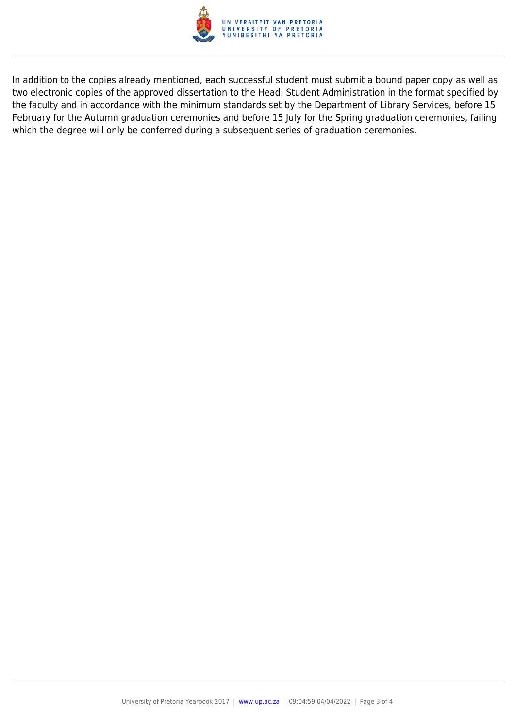In addition to the copies already mentioned, each successful student must submit a bound paper copy as well as two electronic copies of the approved dissertation to the Head: Student Administration in the format specified by the faculty and in accordance with the minimum standards set by the Department of Library Services, before 15 February for the Autumn graduation ceremonies and before 15 July for the Spring graduation ceremonies, failing which the degree will only be conferred during a subsequent series of graduation ceremonies.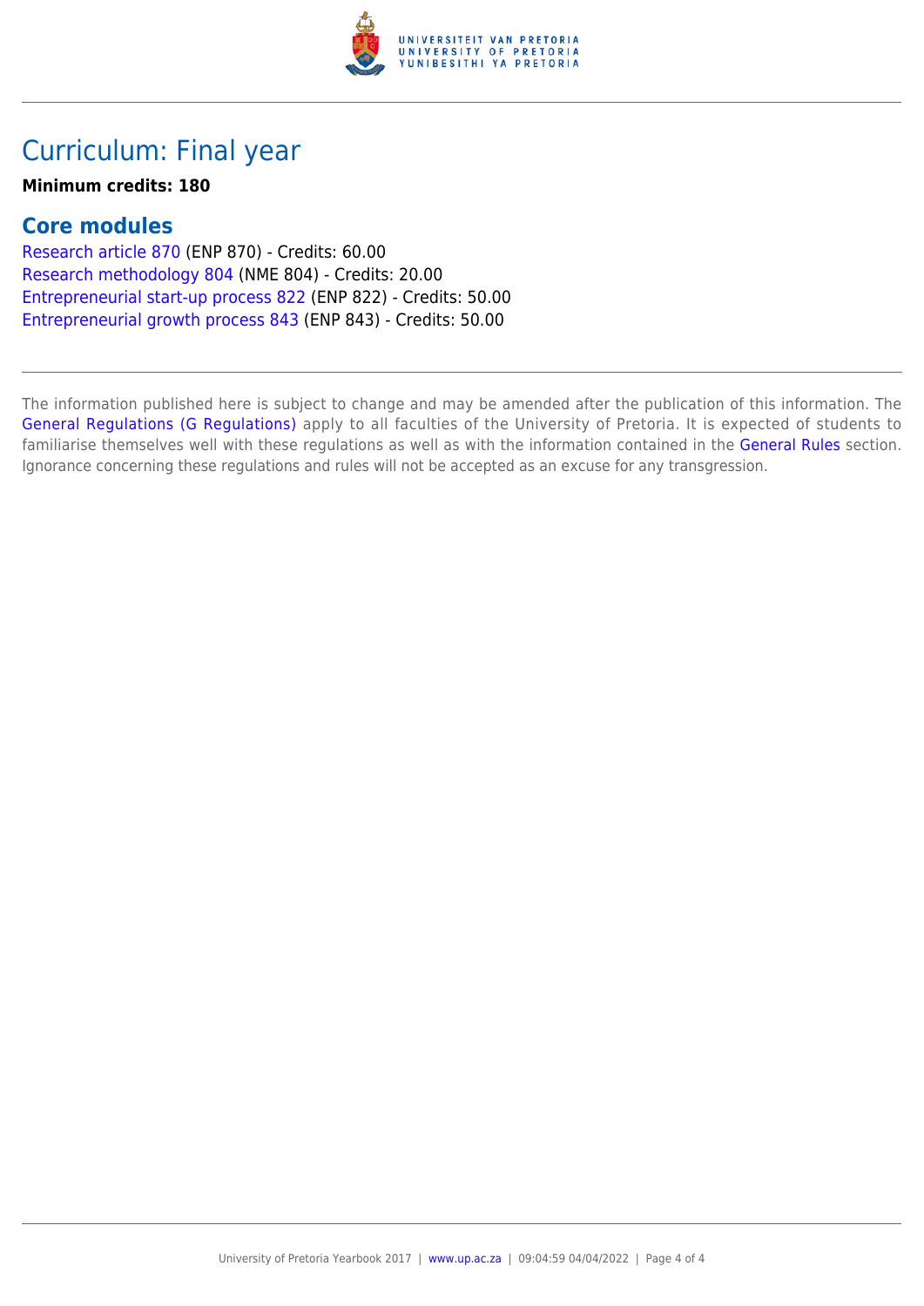## Curriculum: Final year

**Minimum credits: 180**

### Core modules

Research article 870 (ENP 870) - Credits: 60.00
Research methodology 804 (NME 804) - Credits: 20.00
Entrepreneurial start-up process 822 (ENP 822) - Credits: 50.00
Entrepreneurial growth process 843 (ENP 843) - Credits: 50.00

The information published here is subject to change and may be amended after the publication of this information. The General Regulations (G Regulations) apply to all faculties of the University of Pretoria. It is expected of students to familiarise themselves well with these regulations as well as with the information contained in the General Rules section. Ignorance concerning these regulations and rules will not be accepted as an excuse for any transgression.